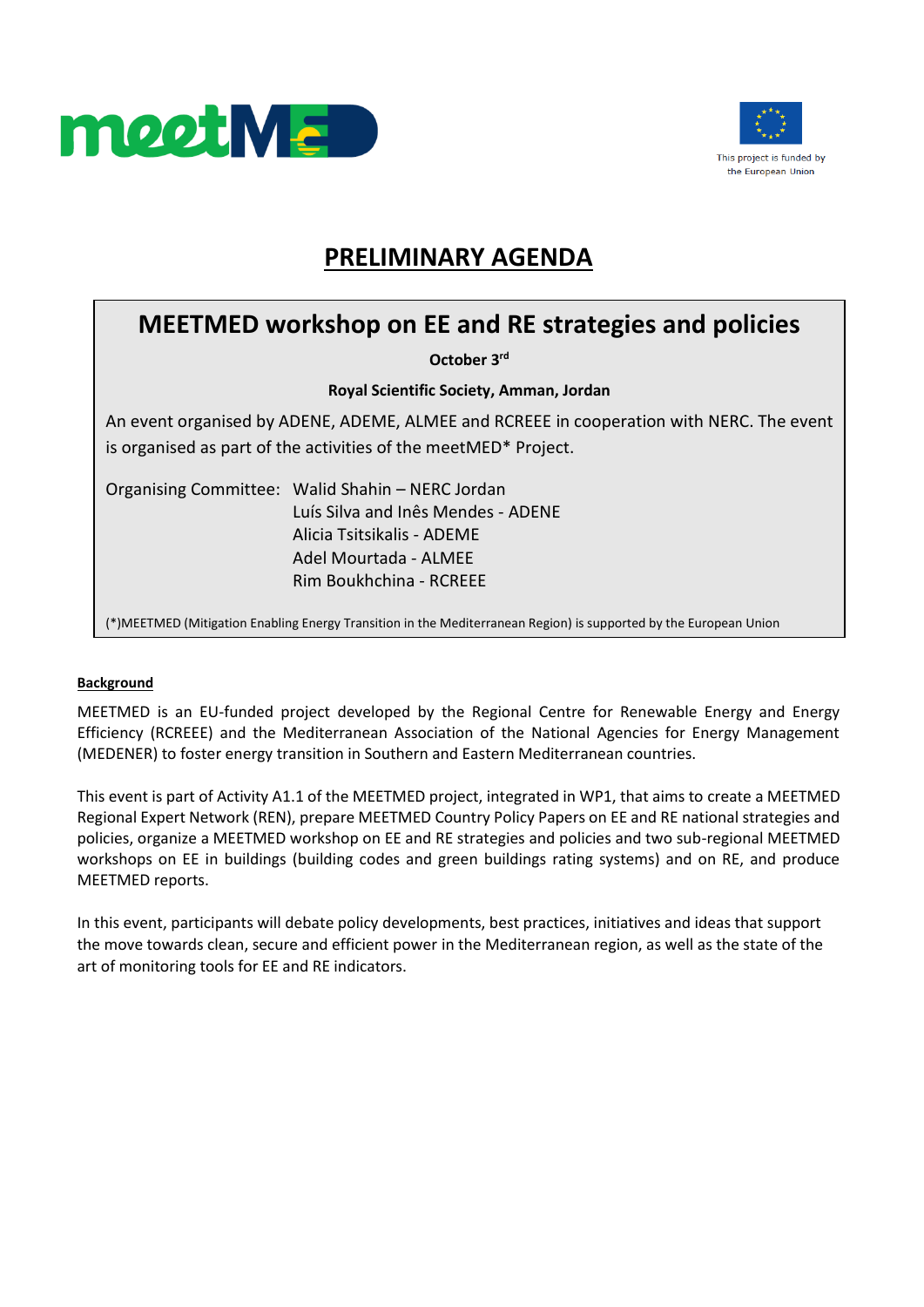This project is funded by the European Union

# PRELIMINARY AGENDA

## MEETMED workshop on EE and RE strategies and policies

**October 3rd**

**Royal Scientific Society, Amman, Jordan**

An event organised by ADENE, ADEME, ALMEE and RCREEE in cooperation with NERC. The event is organised as part of the activities of the meetMED* Project.

Organising Committee:
- Walid Shahin – NERC Jordan
- Luís Silva and Inês Mendes - ADENE
- Alicia Tsitsikalis - ADEME
- Adel Mourtada - ALMEE
- Rim Boukhchina - RCREEE

(*)MEETMED (Mitigation Enabling Energy Transition in the Mediterranean Region) is supported by the European Union

**Background**

MEETMED is an EU-funded project developed by the Regional Centre for Renewable Energy and Energy Efficiency (RCREEE) and the Mediterranean Association of the National Agencies for Energy Management (MEDENER) to foster energy transition in Southern and Eastern Mediterranean countries.

This event is part of Activity A1.1 of the MEETMED project, integrated in WP1, that aims to create a MEETMED Regional Expert Network (REN), prepare MEETMED Country Policy Papers on EE and RE national strategies and policies, organize a MEETMED workshop on EE and RE strategies and policies and two sub-regional MEETMED workshops on EE in buildings (building codes and green buildings rating systems) and on RE, and produce MEETMED reports.

In this event, participants will debate policy developments, best practices, initiatives and ideas that support the move towards clean, secure and efficient power in the Mediterranean region, as well as the state of the art of monitoring tools for EE and RE indicators.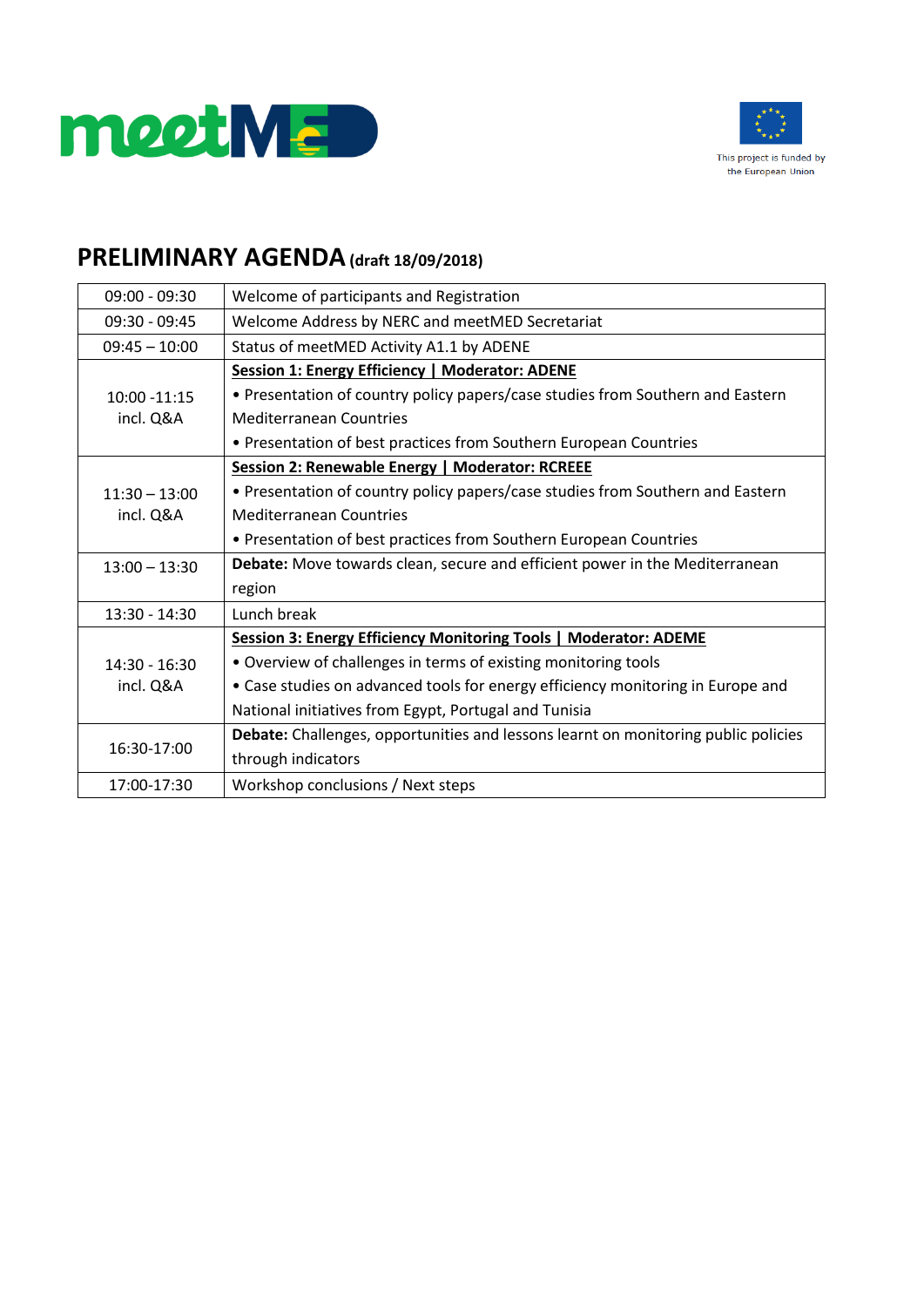## PRELIMINARY AGENDA (draft 18/09/2018)

| | |
|---|---|
| 09:00 - 09:30 | Welcome of participants and Registration |
| 09:30 - 09:45 | Welcome Address by NERC and meetMED Secretariat |
| 09:45 – 10:00 | Status of meetMED Activity A1.1 by ADENE |
| 10:00 -11:15 incl. Q&A | **Session 1: Energy Efficiency \| Moderator: ADENE**<br>• Presentation of country policy papers/case studies from Southern and Eastern Mediterranean Countries<br>• Presentation of best practices from Southern European Countries |
| 11:30 – 13:00 incl. Q&A | **Session 2: Renewable Energy \| Moderator: RCREEE**<br>• Presentation of country policy papers/case studies from Southern and Eastern Mediterranean Countries<br>• Presentation of best practices from Southern European Countries |
| 13:00 – 13:30 | **Debate:** Move towards clean, secure and efficient power in the Mediterranean region |
| 13:30 - 14:30 | Lunch break |
| 14:30 - 16:30 incl. Q&A | **Session 3: Energy Efficiency Monitoring Tools \| Moderator: ADEME**<br>• Overview of challenges in terms of existing monitoring tools<br>• Case studies on advanced tools for energy efficiency monitoring in Europe and National initiatives from Egypt, Portugal and Tunisia |
| 16:30-17:00 | **Debate:** Challenges, opportunities and lessons learnt on monitoring public policies through indicators |
| 17:00-17:30 | Workshop conclusions / Next steps |